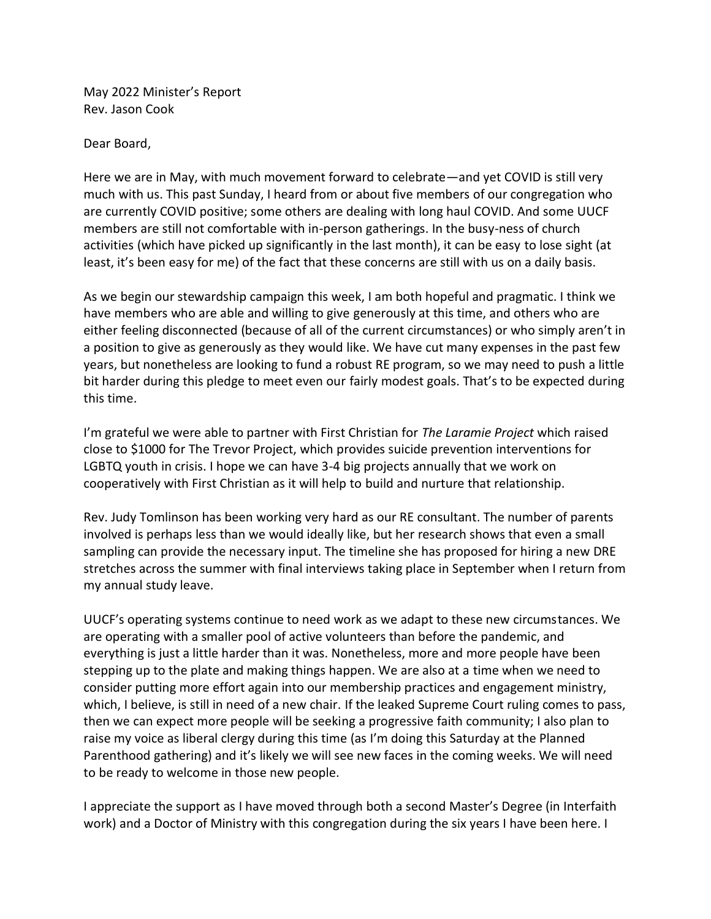May 2022 Minister's Report
Rev. Jason Cook

Dear Board,

Here we are in May, with much movement forward to celebrate—and yet COVID is still very much with us. This past Sunday, I heard from or about five members of our congregation who are currently COVID positive; some others are dealing with long haul COVID. And some UUCF members are still not comfortable with in-person gatherings. In the busy-ness of church activities (which have picked up significantly in the last month), it can be easy to lose sight (at least, it's been easy for me) of the fact that these concerns are still with us on a daily basis.

As we begin our stewardship campaign this week, I am both hopeful and pragmatic. I think we have members who are able and willing to give generously at this time, and others who are either feeling disconnected (because of all of the current circumstances) or who simply aren't in a position to give as generously as they would like. We have cut many expenses in the past few years, but nonetheless are looking to fund a robust RE program, so we may need to push a little bit harder during this pledge to meet even our fairly modest goals. That's to be expected during this time.

I'm grateful we were able to partner with First Christian for *The Laramie Project* which raised close to $1000 for The Trevor Project, which provides suicide prevention interventions for LGBTQ youth in crisis. I hope we can have 3-4 big projects annually that we work on cooperatively with First Christian as it will help to build and nurture that relationship.

Rev. Judy Tomlinson has been working very hard as our RE consultant. The number of parents involved is perhaps less than we would ideally like, but her research shows that even a small sampling can provide the necessary input. The timeline she has proposed for hiring a new DRE stretches across the summer with final interviews taking place in September when I return from my annual study leave.

UUCF's operating systems continue to need work as we adapt to these new circumstances. We are operating with a smaller pool of active volunteers than before the pandemic, and everything is just a little harder than it was. Nonetheless, more and more people have been stepping up to the plate and making things happen. We are also at a time when we need to consider putting more effort again into our membership practices and engagement ministry, which, I believe, is still in need of a new chair. If the leaked Supreme Court ruling comes to pass, then we can expect more people will be seeking a progressive faith community; I also plan to raise my voice as liberal clergy during this time (as I'm doing this Saturday at the Planned Parenthood gathering) and it's likely we will see new faces in the coming weeks. We will need to be ready to welcome in those new people.

I appreciate the support as I have moved through both a second Master's Degree (in Interfaith work) and a Doctor of Ministry with this congregation during the six years I have been here. I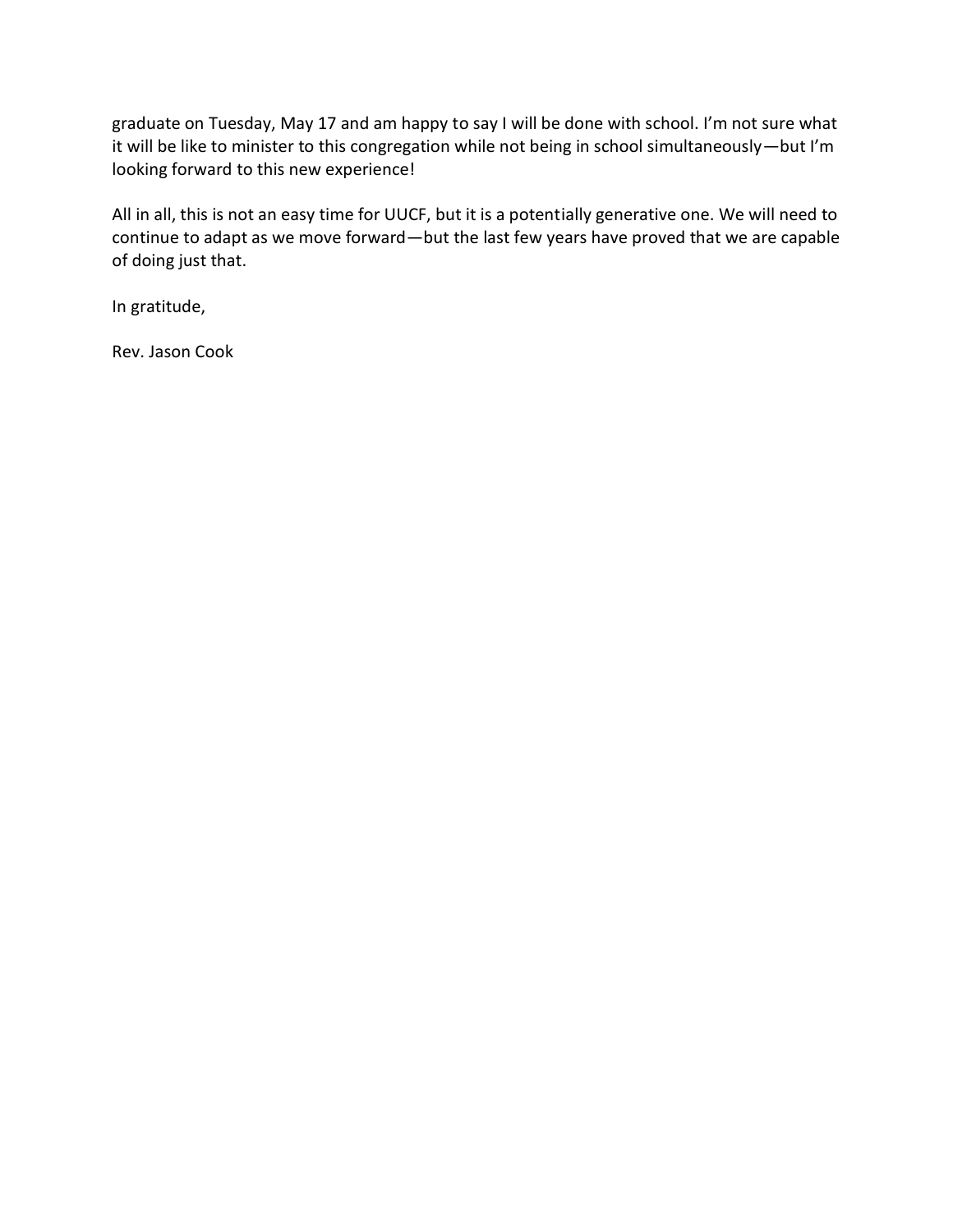graduate on Tuesday, May 17 and am happy to say I will be done with school. I'm not sure what it will be like to minister to this congregation while not being in school simultaneously—but I'm looking forward to this new experience!

All in all, this is not an easy time for UUCF, but it is a potentially generative one. We will need to continue to adapt as we move forward—but the last few years have proved that we are capable of doing just that.

In gratitude,

Rev. Jason Cook